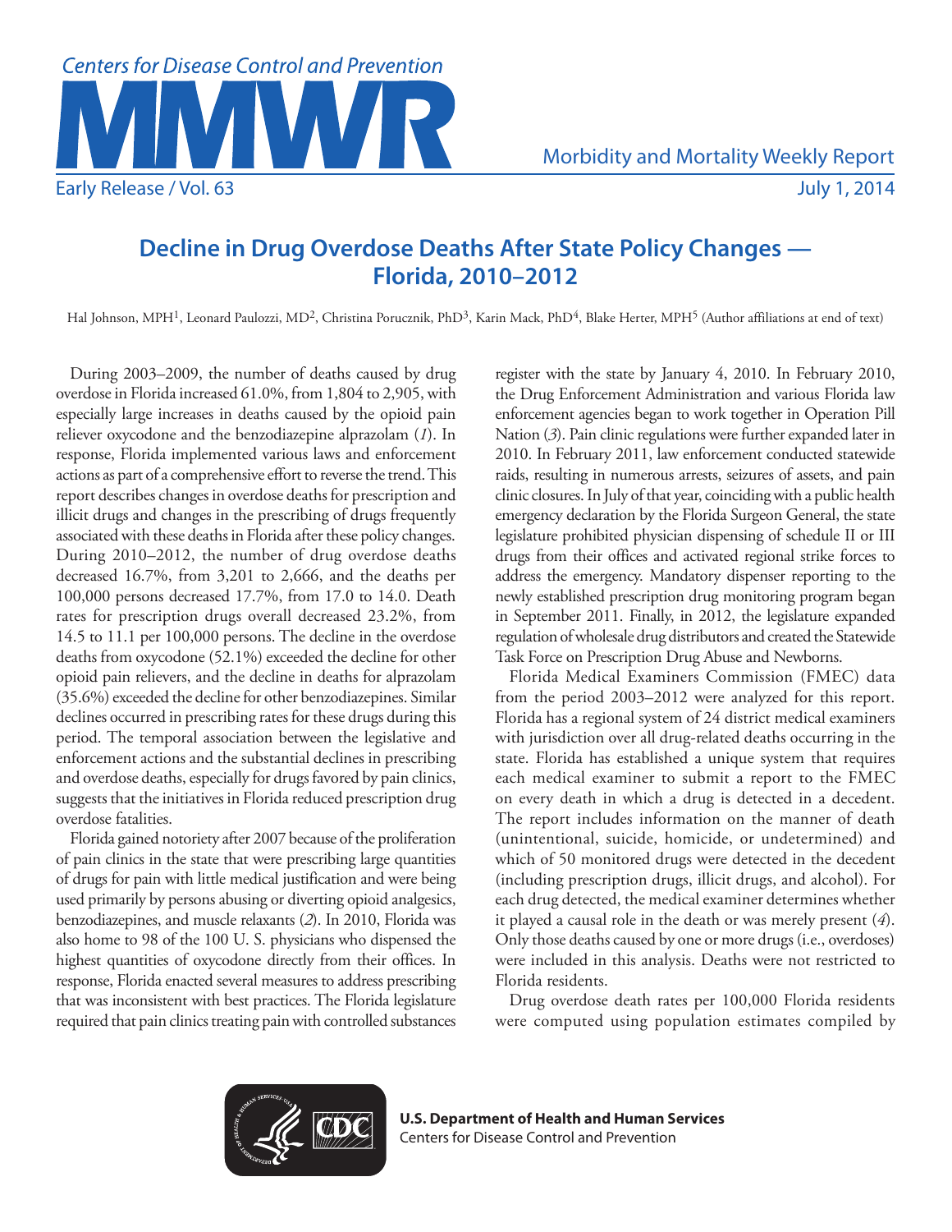# Decline in Drug Overdose Deaths After State Policy Changes — Florida, 2010–2012

Hal Johnson, MPH[1], Leonard Paulozzi, MD[2], Christina Porucznik, PhD[3], Karin Mack, PhD[4], Blake Herter, MPH[5] (Author affiliations at end of text)

During 2003–2009, the number of deaths caused by drug overdose in Florida increased 61.0%, from 1,804 to 2,905, with especially large increases in deaths caused by the opioid pain reliever oxycodone and the benzodiazepine alprazolam (*1*). In response, Florida implemented various laws and enforcement actions as part of a comprehensive effort to reverse the trend. This report describes changes in overdose deaths for prescription and illicit drugs and changes in the prescribing of drugs frequently associated with these deaths in Florida after these policy changes. During 2010–2012, the number of drug overdose deaths decreased 16.7%, from 3,201 to 2,666, and the deaths per 100,000 persons decreased 17.7%, from 17.0 to 14.0. Death rates for prescription drugs overall decreased 23.2%, from 14.5 to 11.1 per 100,000 persons. The decline in the overdose deaths from oxycodone (52.1%) exceeded the decline for other opioid pain relievers, and the decline in deaths for alprazolam (35.6%) exceeded the decline for other benzodiazepines. Similar declines occurred in prescribing rates for these drugs during this period. The temporal association between the legislative and enforcement actions and the substantial declines in prescribing and overdose deaths, especially for drugs favored by pain clinics, suggests that the initiatives in Florida reduced prescription drug overdose fatalities.

Florida gained notoriety after 2007 because of the proliferation of pain clinics in the state that were prescribing large quantities of drugs for pain with little medical justification and were being used primarily by persons abusing or diverting opioid analgesics, benzodiazepines, and muscle relaxants (*2*). In 2010, Florida was also home to 98 of the 100 U. S. physicians who dispensed the highest quantities of oxycodone directly from their offices. In response, Florida enacted several measures to address prescribing that was inconsistent with best practices. The Florida legislature required that pain clinics treating pain with controlled substances register with the state by January 4, 2010. In February 2010, the Drug Enforcement Administration and various Florida law enforcement agencies began to work together in Operation Pill Nation (*3*). Pain clinic regulations were further expanded later in 2010. In February 2011, law enforcement conducted statewide raids, resulting in numerous arrests, seizures of assets, and pain clinic closures. In July of that year, coinciding with a public health emergency declaration by the Florida Surgeon General, the state legislature prohibited physician dispensing of schedule II or III drugs from their offices and activated regional strike forces to address the emergency. Mandatory dispenser reporting to the newly established prescription drug monitoring program began in September 2011. Finally, in 2012, the legislature expanded regulation of wholesale drug distributors and created the Statewide Task Force on Prescription Drug Abuse and Newborns.

Florida Medical Examiners Commission (FMEC) data from the period 2003–2012 were analyzed for this report. Florida has a regional system of 24 district medical examiners with jurisdiction over all drug-related deaths occurring in the state. Florida has established a unique system that requires each medical examiner to submit a report to the FMEC on every death in which a drug is detected in a decedent. The report includes information on the manner of death (unintentional, suicide, homicide, or undetermined) and which of 50 monitored drugs were detected in the decedent (including prescription drugs, illicit drugs, and alcohol). For each drug detected, the medical examiner determines whether it played a causal role in the death or was merely present (*4*). Only those deaths caused by one or more drugs (i.e., overdoses) were included in this analysis. Deaths were not restricted to Florida residents.

Drug overdose death rates per 100,000 Florida residents were computed using population estimates compiled by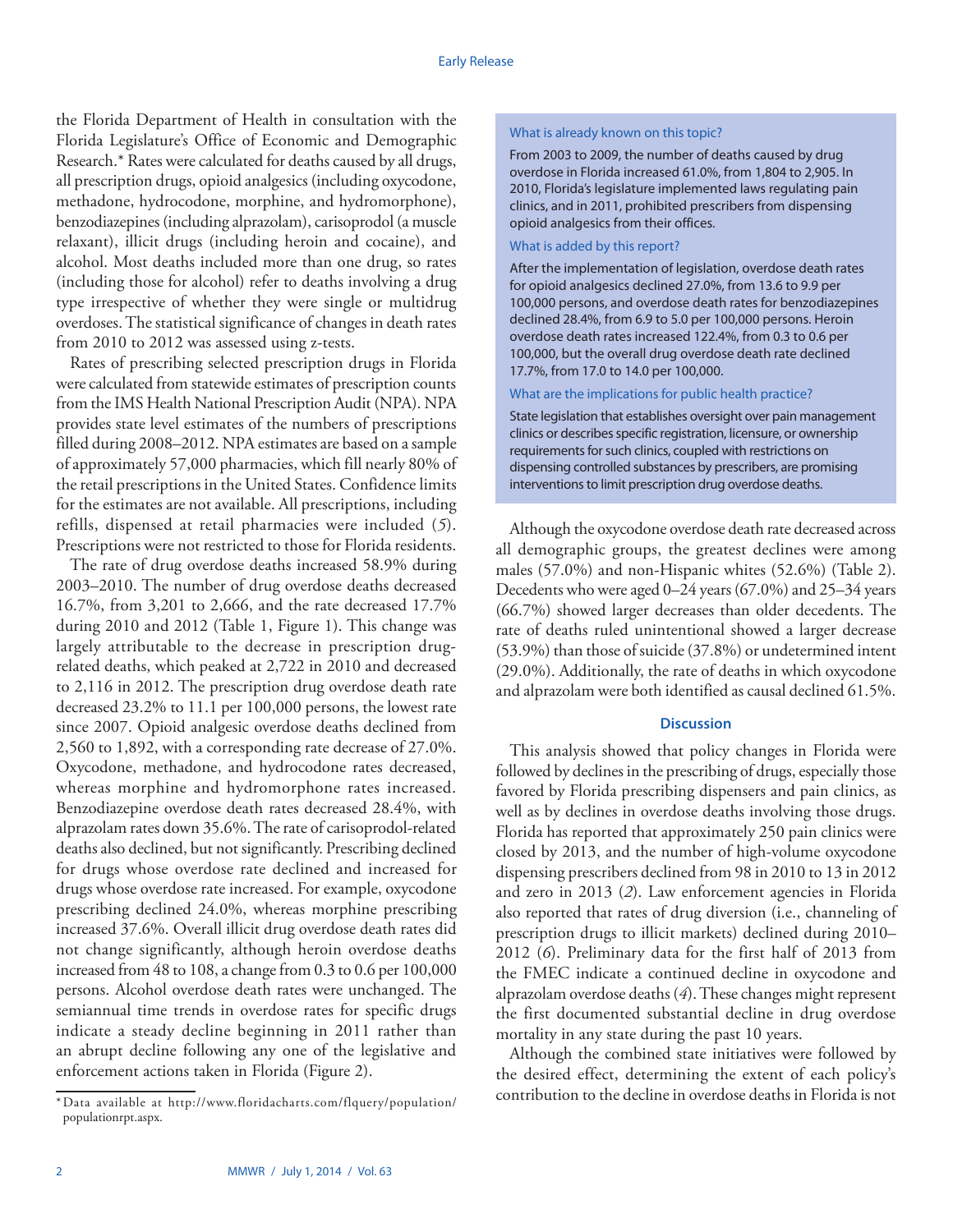the Florida Department of Health in consultation with the Florida Legislature's Office of Economic and Demographic Research.* Rates were calculated for deaths caused by all drugs, all prescription drugs, opioid analgesics (including oxycodone, methadone, hydrocodone, morphine, and hydromorphone), benzodiazepines (including alprazolam), carisoprodol (a muscle relaxant), illicit drugs (including heroin and cocaine), and alcohol. Most deaths included more than one drug, so rates (including those for alcohol) refer to deaths involving a drug type irrespective of whether they were single or multidrug overdoses. The statistical significance of changes in death rates from 2010 to 2012 was assessed using z-tests.

Rates of prescribing selected prescription drugs in Florida were calculated from statewide estimates of prescription counts from the IMS Health National Prescription Audit (NPA). NPA provides state level estimates of the numbers of prescriptions filled during 2008–2012. NPA estimates are based on a sample of approximately 57,000 pharmacies, which fill nearly 80% of the retail prescriptions in the United States. Confidence limits for the estimates are not available. All prescriptions, including refills, dispensed at retail pharmacies were included (*5*). Prescriptions were not restricted to those for Florida residents.

The rate of drug overdose deaths increased 58.9% during 2003–2010. The number of drug overdose deaths decreased 16.7%, from 3,201 to 2,666, and the rate decreased 17.7% during 2010 and 2012 (Table 1, Figure 1). This change was largely attributable to the decrease in prescription drug-related deaths, which peaked at 2,722 in 2010 and decreased to 2,116 in 2012. The prescription drug overdose death rate decreased 23.2% to 11.1 per 100,000 persons, the lowest rate since 2007. Opioid analgesic overdose deaths declined from 2,560 to 1,892, with a corresponding rate decrease of 27.0%. Oxycodone, methadone, and hydrocodone rates decreased, whereas morphine and hydromorphone rates increased. Benzodiazepine overdose death rates decreased 28.4%, with alprazolam rates down 35.6%. The rate of carisoprodol-related deaths also declined, but not significantly. Prescribing declined for drugs whose overdose rate declined and increased for drugs whose overdose rate increased. For example, oxycodone prescribing declined 24.0%, whereas morphine prescribing increased 37.6%. Overall illicit drug overdose death rates did not change significantly, although heroin overdose deaths increased from 48 to 108, a change from 0.3 to 0.6 per 100,000 persons. Alcohol overdose death rates were unchanged. The semiannual time trends in overdose rates for specific drugs indicate a steady decline beginning in 2011 rather than an abrupt decline following any one of the legislative and enforcement actions taken in Florida (Figure 2).

\* Data available at http://www.floridacharts.com/flquery/population/populationrpt.aspx.

**What is already known on this topic?**

From 2003 to 2009, the number of deaths caused by drug overdose in Florida increased 61.0%, from 1,804 to 2,905. In 2010, Florida's legislature implemented laws regulating pain clinics, and in 2011, prohibited prescribers from dispensing opioid analgesics from their offices.

**What is added by this report?**

After the implementation of legislation, overdose death rates for opioid analgesics declined 27.0%, from 13.6 to 9.9 per 100,000 persons, and overdose death rates for benzodiazepines declined 28.4%, from 6.9 to 5.0 per 100,000 persons. Heroin overdose death rates increased 122.4%, from 0.3 to 0.6 per 100,000, but the overall drug overdose death rate declined 17.7%, from 17.0 to 14.0 per 100,000.

**What are the implications for public health practice?**

State legislation that establishes oversight over pain management clinics or describes specific registration, licensure, or ownership requirements for such clinics, coupled with restrictions on dispensing controlled substances by prescribers, are promising interventions to limit prescription drug overdose deaths.

Although the oxycodone overdose death rate decreased across all demographic groups, the greatest declines were among males (57.0%) and non-Hispanic whites (52.6%) (Table 2). Decedents who were aged 0–24 years (67.0%) and 25–34 years (66.7%) showed larger decreases than older decedents. The rate of deaths ruled unintentional showed a larger decrease (53.9%) than those of suicide (37.8%) or undetermined intent (29.0%). Additionally, the rate of deaths in which oxycodone and alprazolam were both identified as causal declined 61.5%.

## Discussion

This analysis showed that policy changes in Florida were followed by declines in the prescribing of drugs, especially those favored by Florida prescribing dispensers and pain clinics, as well as by declines in overdose deaths involving those drugs. Florida has reported that approximately 250 pain clinics were closed by 2013, and the number of high-volume oxycodone dispensing prescribers declined from 98 in 2010 to 13 in 2012 and zero in 2013 (*2*). Law enforcement agencies in Florida also reported that rates of drug diversion (i.e., channeling of prescription drugs to illicit markets) declined during 2010–2012 (*6*). Preliminary data for the first half of 2013 from the FMEC indicate a continued decline in oxycodone and alprazolam overdose deaths (*4*). These changes might represent the first documented substantial decline in drug overdose mortality in any state during the past 10 years.

Although the combined state initiatives were followed by the desired effect, determining the extent of each policy's contribution to the decline in overdose deaths in Florida is not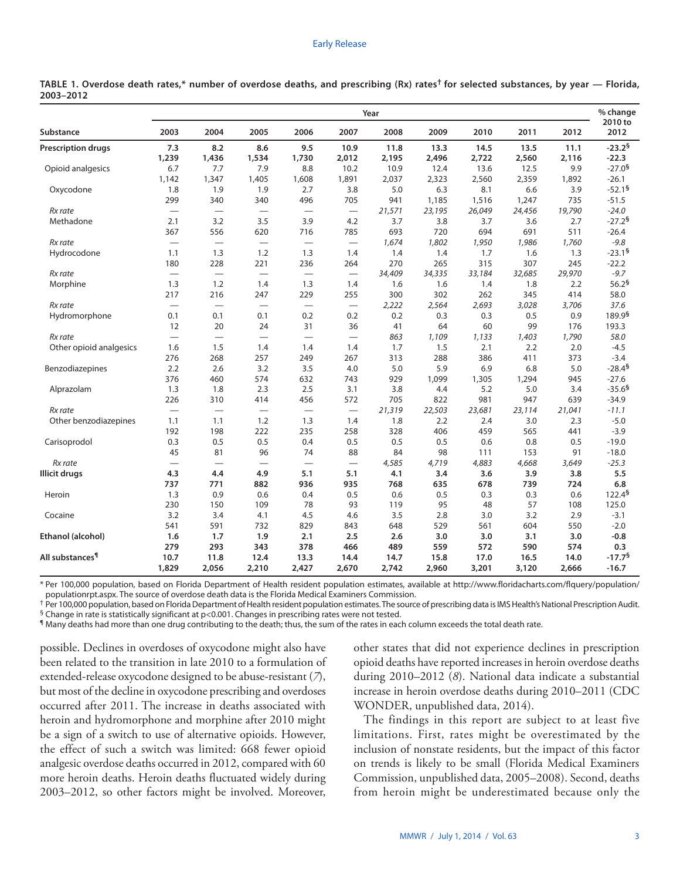**TABLE 1. Overdose death rates,* number of overdose deaths, and prescribing (Rx) rates† for selected substances, by year — Florida, 2003–2012**

| Substance | 2003 | 2004 | 2005 | 2006 | 2007 | 2008 | 2009 | 2010 | 2011 | 2012 | % change 2010 to 2012 |
|---|---|---|---|---|---|---|---|---|---|---|---|
| **Prescription drugs** | **7.3** | **8.2** | **8.6** | **9.5** | **10.9** | **11.8** | **13.3** | **14.5** | **13.5** | **11.1** | **-23.2§** |
| | **1,239** | **1,436** | **1,534** | **1,730** | **2,012** | **2,195** | **2,496** | **2,722** | **2,560** | **2,116** | **-22.3** |
| Opioid analgesics | 6.7 | 7.7 | 7.9 | 8.8 | 10.2 | 10.9 | 12.4 | 13.6 | 12.5 | 9.9 | -27.0§ |
| | 1,142 | 1,347 | 1,405 | 1,608 | 1,891 | 2,037 | 2,323 | 2,560 | 2,359 | 1,892 | -26.1 |
| Oxycodone | 1.8 | 1.9 | 1.9 | 2.7 | 3.8 | 5.0 | 6.3 | 8.1 | 6.6 | 3.9 | -52.1§ |
| | 299 | 340 | 340 | 496 | 705 | 941 | 1,185 | 1,516 | 1,247 | 735 | -51.5 |
| *Rx rate* | — | — | — | — | — | *21,571* | *23,195* | *26,049* | *24,456* | *19,790* | *-24.0* |
| Methadone | 2.1 | 3.2 | 3.5 | 3.9 | 4.2 | 3.7 | 3.8 | 3.7 | 3.6 | 2.7 | -27.2§ |
| | 367 | 556 | 620 | 716 | 785 | 693 | 720 | 694 | 691 | 511 | -26.4 |
| *Rx rate* | — | — | — | — | — | *1,674* | *1,802* | *1,950* | *1,986* | *1,760* | *-9.8* |
| Hydrocodone | 1.1 | 1.3 | 1.2 | 1.3 | 1.4 | 1.4 | 1.4 | 1.7 | 1.6 | 1.3 | -23.1§ |
| | 180 | 228 | 221 | 236 | 264 | 270 | 265 | 315 | 307 | 245 | -22.2 |
| *Rx rate* | — | — | — | — | — | *34,409* | *34,335* | *33,184* | *32,685* | *29,970* | *-9.7* |
| Morphine | 1.3 | 1.2 | 1.4 | 1.3 | 1.4 | 1.6 | 1.6 | 1.4 | 1.8 | 2.2 | 56.2§ |
| | 217 | 216 | 247 | 229 | 255 | 300 | 302 | 262 | 345 | 414 | 58.0 |
| *Rx rate* | — | — | — | — | — | *2,222* | *2,564* | *2,693* | *3,028* | *3,706* | *37.6* |
| Hydromorphone | 0.1 | 0.1 | 0.1 | 0.2 | 0.2 | 0.2 | 0.3 | 0.3 | 0.5 | 0.9 | 189.9§ |
| | 12 | 20 | 24 | 31 | 36 | 41 | 64 | 60 | 99 | 176 | 193.3 |
| *Rx rate* | — | — | — | — | — | *863* | *1,109* | *1,133* | *1,403* | *1,790* | *58.0* |
| Other opioid analgesics | 1.6 | 1.5 | 1.4 | 1.4 | 1.4 | 1.7 | 1.5 | 2.1 | 2.2 | 2.0 | -4.5 |
| | 276 | 268 | 257 | 249 | 267 | 313 | 288 | 386 | 411 | 373 | -3.4 |
| Benzodiazepines | 2.2 | 2.6 | 3.2 | 3.5 | 4.0 | 5.0 | 5.9 | 6.9 | 6.8 | 5.0 | -28.4§ |
| | 376 | 460 | 574 | 632 | 743 | 929 | 1,099 | 1,305 | 1,294 | 945 | -27.6 |
| Alprazolam | 1.3 | 1.8 | 2.3 | 2.5 | 3.1 | 3.8 | 4.4 | 5.2 | 5.0 | 3.4 | -35.6§ |
| | 226 | 310 | 414 | 456 | 572 | 705 | 822 | 981 | 947 | 639 | -34.9 |
| *Rx rate* | — | — | — | — | — | *21,319* | *22,503* | *23,681* | *23,114* | *21,041* | *-11.1* |
| Other benzodiazepines | 1.1 | 1.1 | 1.2 | 1.3 | 1.4 | 1.8 | 2.2 | 2.4 | 3.0 | 2.3 | -5.0 |
| | 192 | 198 | 222 | 235 | 258 | 328 | 406 | 459 | 565 | 441 | -3.9 |
| Carisoprodol | 0.3 | 0.5 | 0.5 | 0.4 | 0.5 | 0.5 | 0.5 | 0.6 | 0.8 | 0.5 | -19.0 |
| | 45 | 81 | 96 | 74 | 88 | 84 | 98 | 111 | 153 | 91 | -18.0 |
| *Rx rate* | — | — | — | — | — | *4,585* | *4,719* | *4,883* | *4,668* | *3,649* | *-25.3* |
| **Illicit drugs** | **4.3** | **4.4** | **4.9** | **5.1** | **5.1** | **4.1** | **3.4** | **3.6** | **3.9** | **3.8** | **5.5** |
| | **737** | **771** | **882** | **936** | **935** | **768** | **635** | **678** | **739** | **724** | **6.8** |
| Heroin | 1.3 | 0.9 | 0.6 | 0.4 | 0.5 | 0.6 | 0.5 | 0.3 | 0.3 | 0.6 | 122.4§ |
| | 230 | 150 | 109 | 78 | 93 | 119 | 95 | 48 | 57 | 108 | 125.0 |
| Cocaine | 3.2 | 3.4 | 4.1 | 4.5 | 4.6 | 3.5 | 2.8 | 3.0 | 3.2 | 2.9 | -3.1 |
| | 541 | 591 | 732 | 829 | 843 | 648 | 529 | 561 | 604 | 550 | -2.0 |
| **Ethanol (alcohol)** | **1.6** | **1.7** | **1.9** | **2.1** | **2.5** | **2.6** | **3.0** | **3.0** | **3.1** | **3.0** | **-0.8** |
| | **279** | **293** | **343** | **378** | **466** | **489** | **559** | **572** | **590** | **574** | **0.3** |
| **All substances¶** | **10.7** | **11.8** | **12.4** | **13.3** | **14.4** | **14.7** | **15.8** | **17.0** | **16.5** | **14.0** | **-17.7§** |
| | **1,829** | **2,056** | **2,210** | **2,427** | **2,670** | **2,742** | **2,960** | **3,201** | **3,120** | **2,666** | **-16.7** |

\* Per 100,000 population, based on Florida Department of Health resident population estimates, available at http://www.floridacharts.com/flquery/population/populationrpt.aspx. The source of overdose death data is the Florida Medical Examiners Commission.

† Per 100,000 population, based on Florida Department of Health resident population estimates. The source of prescribing data is IMS Health's National Prescription Audit.

§ Change in rate is statistically significant at p<0.001. Changes in prescribing rates were not tested.

¶ Many deaths had more than one drug contributing to the death; thus, the sum of the rates in each column exceeds the total death rate.

possible. Declines in overdoses of oxycodone might also have been related to the transition in late 2010 to a formulation of extended-release oxycodone designed to be abuse-resistant (*7*), but most of the decline in oxycodone prescribing and overdoses occurred after 2011. The increase in deaths associated with heroin and hydromorphone and morphine after 2010 might be a sign of a switch to use of alternative opioids. However, the effect of such a switch was limited: 668 fewer opioid analgesic overdose deaths occurred in 2012, compared with 60 more heroin deaths. Heroin deaths fluctuated widely during 2003–2012, so other factors might be involved. Moreover, other states that did not experience declines in prescription opioid deaths have reported increases in heroin overdose deaths during 2010–2012 (*8*). National data indicate a substantial increase in heroin overdose deaths during 2010–2011 (CDC WONDER, unpublished data, 2014).

The findings in this report are subject to at least five limitations. First, rates might be overestimated by the inclusion of nonstate residents, but the impact of this factor on trends is likely to be small (Florida Medical Examiners Commission, unpublished data, 2005–2008). Second, deaths from heroin might be underestimated because only the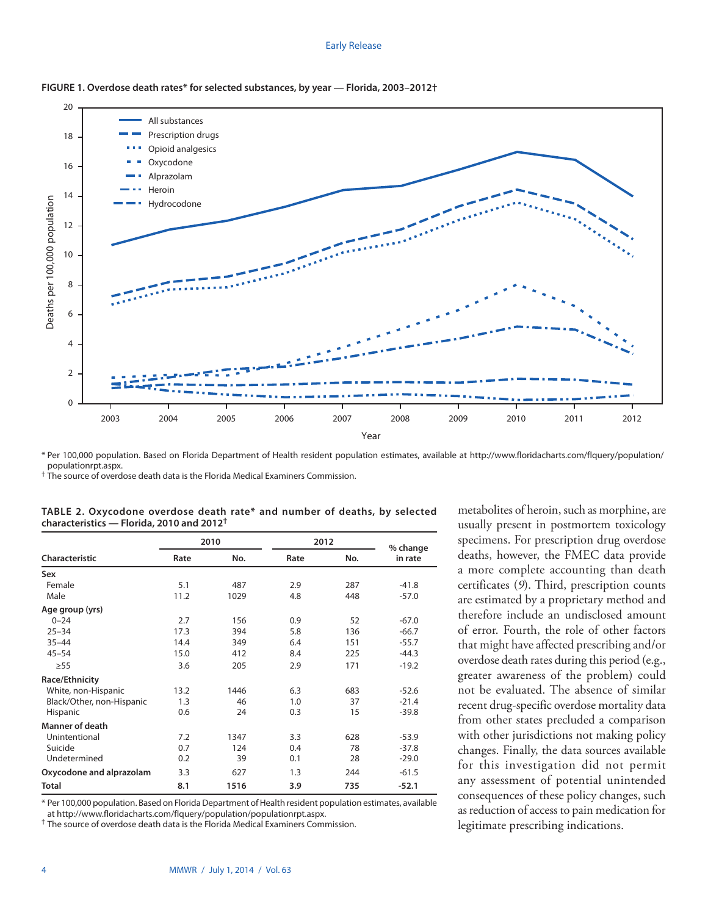**FIGURE 1. Overdose death rates* for selected substances, by year — Florida, 2003–2012†**

* Per 100,000 population. Based on Florida Department of Health resident population estimates, available at http://www.floridacharts.com/flquery/population/populationrpt.aspx.
† The source of overdose death data is the Florida Medical Examiners Commission.

**TABLE 2. Oxycodone overdose death rate* and number of deaths, by selected characteristics — Florida, 2010 and 2012†**

| Characteristic | 2010 | | 2012 | | % change in rate |
|---|---|---|---|---|---|
| | Rate | No. | Rate | No. | |
| **Sex** | | | | | |
| Female | 5.1 | 487 | 2.9 | 287 | -41.8 |
| Male | 11.2 | 1029 | 4.8 | 448 | -57.0 |
| **Age group (yrs)** | | | | | |
| 0–24 | 2.7 | 156 | 0.9 | 52 | -67.0 |
| 25–34 | 17.3 | 394 | 5.8 | 136 | -66.7 |
| 35–44 | 14.4 | 349 | 6.4 | 151 | -55.7 |
| 45–54 | 15.0 | 412 | 8.4 | 225 | -44.3 |
| ≥55 | 3.6 | 205 | 2.9 | 171 | -19.2 |
| **Race/Ethnicity** | | | | | |
| White, non-Hispanic | 13.2 | 1446 | 6.3 | 683 | -52.6 |
| Black/Other, non-Hispanic | 1.3 | 46 | 1.0 | 37 | -21.4 |
| Hispanic | 0.6 | 24 | 0.3 | 15 | -39.8 |
| **Manner of death** | | | | | |
| Unintentional | 7.2 | 1347 | 3.3 | 628 | -53.9 |
| Suicide | 0.7 | 124 | 0.4 | 78 | -37.8 |
| Undetermined | 0.2 | 39 | 0.1 | 28 | -29.0 |
| **Oxycodone and alprazolam** | 3.3 | 627 | 1.3 | 244 | -61.5 |
| **Total** | **8.1** | **1516** | **3.9** | **735** | **-52.1** |

* Per 100,000 population. Based on Florida Department of Health resident population estimates, available at http://www.floridacharts.com/flquery/population/populationrpt.aspx.
† The source of overdose death data is the Florida Medical Examiners Commission.

metabolites of heroin, such as morphine, are usually present in postmortem toxicology specimens. For prescription drug overdose deaths, however, the FMEC data provide a more complete accounting than death certificates (*9*). Third, prescription counts are estimated by a proprietary method and therefore include an undisclosed amount of error. Fourth, the role of other factors that might have affected prescribing and/or overdose death rates during this period (e.g., greater awareness of the problem) could not be evaluated. The absence of similar recent drug-specific overdose mortality data from other states precluded a comparison with other jurisdictions not making policy changes. Finally, the data sources available for this investigation did not permit any assessment of potential unintended consequences of these policy changes, such as reduction of access to pain medication for legitimate prescribing indications.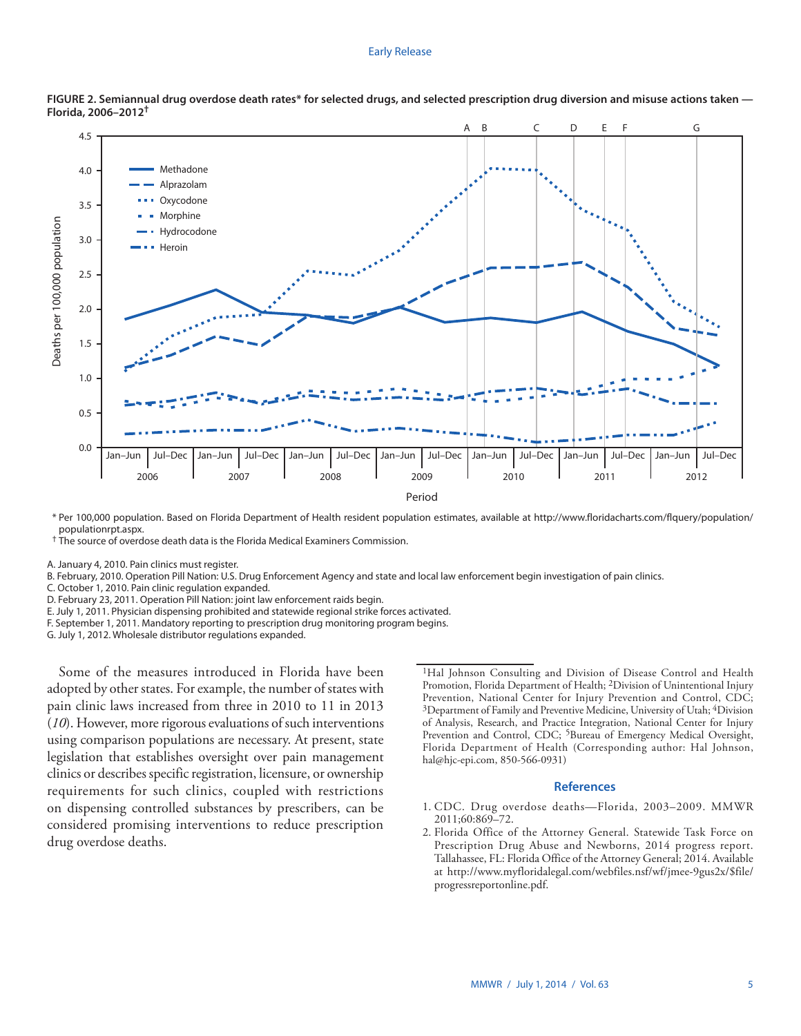**FIGURE 2. Semiannual drug overdose death rates* for selected drugs, and selected prescription drug diversion and misuse actions taken — Florida, 2006–2012†**

\* Per 100,000 population. Based on Florida Department of Health resident population estimates, available at http://www.floridacharts.com/flquery/population/populationrpt.aspx.

† The source of overdose death data is the Florida Medical Examiners Commission.

A. January 4, 2010. Pain clinics must register.
B. February, 2010. Operation Pill Nation: U.S. Drug Enforcement Agency and state and local law enforcement begin investigation of pain clinics.
C. October 1, 2010. Pain clinic regulation expanded.
D. February 23, 2011. Operation Pill Nation: joint law enforcement raids begin.
E. July 1, 2011. Physician dispensing prohibited and statewide regional strike forces activated.
F. September 1, 2011. Mandatory reporting to prescription drug monitoring program begins.
G. July 1, 2012. Wholesale distributor regulations expanded.

Some of the measures introduced in Florida have been adopted by other states. For example, the number of states with pain clinic laws increased from three in 2010 to 11 in 2013 (*10*). However, more rigorous evaluations of such interventions using comparison populations are necessary. At present, state legislation that establishes oversight over pain management clinics or describes specific registration, licensure, or ownership requirements for such clinics, coupled with restrictions on dispensing controlled substances by prescribers, can be considered promising interventions to reduce prescription drug overdose deaths.

---

[1]Hal Johnson Consulting and Division of Disease Control and Health Promotion, Florida Department of Health; [2]Division of Unintentional Injury Prevention, National Center for Injury Prevention and Control, CDC; [3]Department of Family and Preventive Medicine, University of Utah; [4]Division of Analysis, Research, and Practice Integration, National Center for Injury Prevention and Control, CDC; [5]Bureau of Emergency Medical Oversight, Florida Department of Health (Corresponding author: Hal Johnson, hal@hjc-epi.com, 850-566-0931)

## References

1. CDC. Drug overdose deaths—Florida, 2003–2009. MMWR 2011;60:869–72.
2. Florida Office of the Attorney General. Statewide Task Force on Prescription Drug Abuse and Newborns, 2014 progress report. Tallahassee, FL: Florida Office of the Attorney General; 2014. Available at http://www.myfloridalegal.com/webfiles.nsf/wf/jmee-9gus2x/$file/progressreportonline.pdf.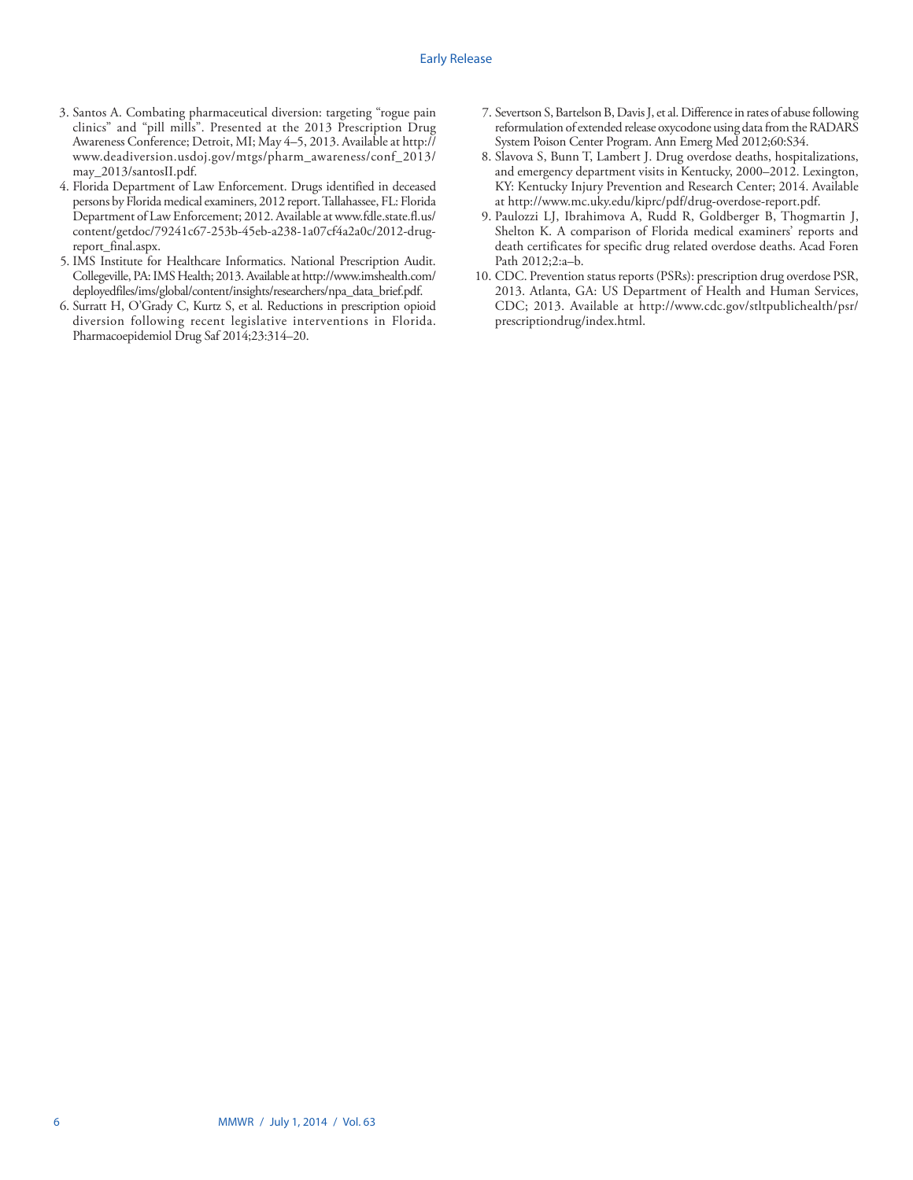3. Santos A. Combating pharmaceutical diversion: targeting "rogue pain clinics" and "pill mills". Presented at the 2013 Prescription Drug Awareness Conference; Detroit, MI; May 4–5, 2013. Available at http://www.deadiversion.usdoj.gov/mtgs/pharm_awareness/conf_2013/may_2013/santosII.pdf.
4. Florida Department of Law Enforcement. Drugs identified in deceased persons by Florida medical examiners, 2012 report. Tallahassee, FL: Florida Department of Law Enforcement; 2012. Available at www.fdle.state.fl.us/content/getdoc/79241c67-253b-45eb-a238-1a07cf4a2a0c/2012-drug-report_final.aspx.
5. IMS Institute for Healthcare Informatics. National Prescription Audit. Collegeville, PA: IMS Health; 2013. Available at http://www.imshealth.com/deployedfiles/ims/global/content/insights/researchers/npa_data_brief.pdf.
6. Surratt H, O'Grady C, Kurtz S, et al. Reductions in prescription opioid diversion following recent legislative interventions in Florida. Pharmacoepidemiol Drug Saf 2014;23:314–20.
7. Severtson S, Bartelson B, Davis J, et al. Difference in rates of abuse following reformulation of extended release oxycodone using data from the RADARS System Poison Center Program. Ann Emerg Med 2012;60:S34.
8. Slavova S, Bunn T, Lambert J. Drug overdose deaths, hospitalizations, and emergency department visits in Kentucky, 2000–2012. Lexington, KY: Kentucky Injury Prevention and Research Center; 2014. Available at http://www.mc.uky.edu/kiprc/pdf/drug-overdose-report.pdf.
9. Paulozzi LJ, Ibrahimova A, Rudd R, Goldberger B, Thogmartin J, Shelton K. A comparison of Florida medical examiners' reports and death certificates for specific drug related overdose deaths. Acad Foren Path 2012;2:a–b.
10. CDC. Prevention status reports (PSRs): prescription drug overdose PSR, 2013. Atlanta, GA: US Department of Health and Human Services, CDC; 2013. Available at http://www.cdc.gov/stltpublichealth/psr/prescriptiondrug/index.html.